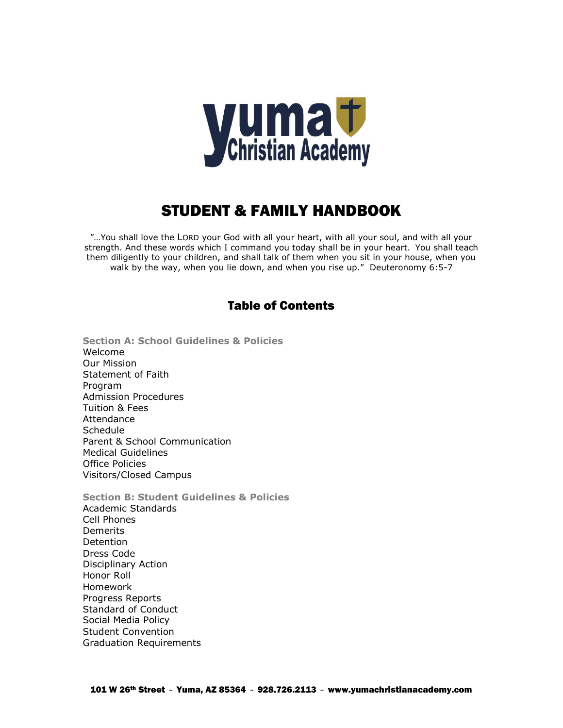yuma
Christian Academy

# STUDENT & FAMILY HANDBOOK

"…You shall love the LORD your God with all your heart, with all your soul, and with all your strength. And these words which I command you today shall be in your heart. You shall teach them diligently to your children, and shall talk of them when you sit in your house, when you walk by the way, when you lie down, and when you rise up." Deuteronomy 6:5-7

## Table of Contents

**Section A: School Guidelines & Policies**

Welcome
Our Mission
Statement of Faith
Program
Admission Procedures
Tuition & Fees
Attendance
Schedule
Parent & School Communication
Medical Guidelines
Office Policies
Visitors/Closed Campus

**Section B: Student Guidelines & Policies**

Academic Standards
Cell Phones
Demerits
Detention
Dress Code
Disciplinary Action
Honor Roll
Homework
Progress Reports
Standard of Conduct
Social Media Policy
Student Convention
Graduation Requirements

**101 W 26th Street ~ Yuma, AZ 85364 ~ 928.726.2113 ~ www.yumachristianacademy.com**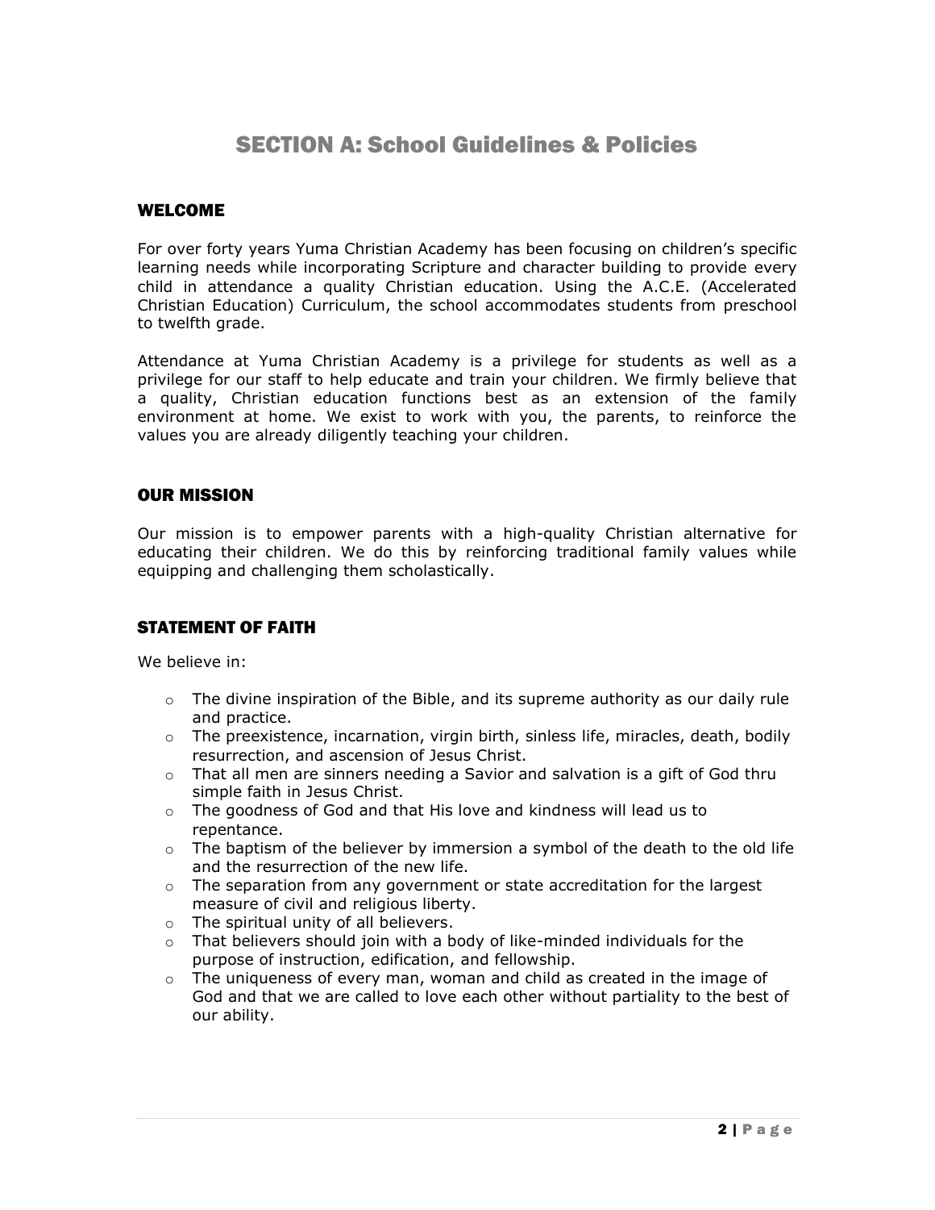# SECTION A: School Guidelines & Policies

## WELCOME

For over forty years Yuma Christian Academy has been focusing on children's specific learning needs while incorporating Scripture and character building to provide every child in attendance a quality Christian education. Using the A.C.E. (Accelerated Christian Education) Curriculum, the school accommodates students from preschool to twelfth grade.

Attendance at Yuma Christian Academy is a privilege for students as well as a privilege for our staff to help educate and train your children. We firmly believe that a quality, Christian education functions best as an extension of the family environment at home. We exist to work with you, the parents, to reinforce the values you are already diligently teaching your children.

## OUR MISSION

Our mission is to empower parents with a high-quality Christian alternative for educating their children. We do this by reinforcing traditional family values while equipping and challenging them scholastically.

## STATEMENT OF FAITH

We believe in:

- The divine inspiration of the Bible, and its supreme authority as our daily rule and practice.
- The preexistence, incarnation, virgin birth, sinless life, miracles, death, bodily resurrection, and ascension of Jesus Christ.
- That all men are sinners needing a Savior and salvation is a gift of God thru simple faith in Jesus Christ.
- The goodness of God and that His love and kindness will lead us to repentance.
- The baptism of the believer by immersion a symbol of the death to the old life and the resurrection of the new life.
- The separation from any government or state accreditation for the largest measure of civil and religious liberty.
- The spiritual unity of all believers.
- That believers should join with a body of like-minded individuals for the purpose of instruction, edification, and fellowship.
- The uniqueness of every man, woman and child as created in the image of God and that we are called to love each other without partiality to the best of our ability.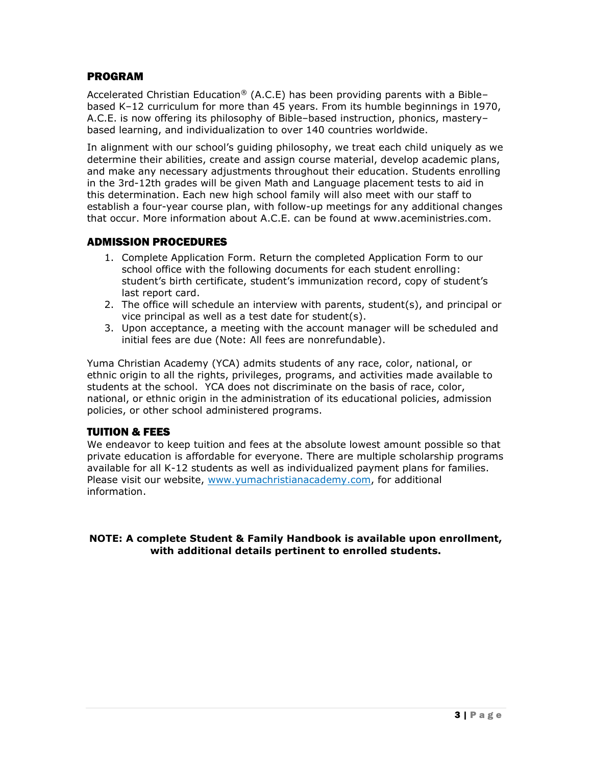## PROGRAM

Accelerated Christian Education® (A.C.E) has been providing parents with a Bible–based K–12 curriculum for more than 45 years. From its humble beginnings in 1970, A.C.E. is now offering its philosophy of Bible–based instruction, phonics, mastery–based learning, and individualization to over 140 countries worldwide.

In alignment with our school's guiding philosophy, we treat each child uniquely as we determine their abilities, create and assign course material, develop academic plans, and make any necessary adjustments throughout their education. Students enrolling in the 3rd-12th grades will be given Math and Language placement tests to aid in this determination. Each new high school family will also meet with our staff to establish a four-year course plan, with follow-up meetings for any additional changes that occur. More information about A.C.E. can be found at www.aceministries.com.

## ADMISSION PROCEDURES

1. Complete Application Form. Return the completed Application Form to our school office with the following documents for each student enrolling: student's birth certificate, student's immunization record, copy of student's last report card.
2. The office will schedule an interview with parents, student(s), and principal or vice principal as well as a test date for student(s).
3. Upon acceptance, a meeting with the account manager will be scheduled and initial fees are due (Note: All fees are nonrefundable).

Yuma Christian Academy (YCA) admits students of any race, color, national, or ethnic origin to all the rights, privileges, programs, and activities made available to students at the school. YCA does not discriminate on the basis of race, color, national, or ethnic origin in the administration of its educational policies, admission policies, or other school administered programs.

## TUITION & FEES

We endeavor to keep tuition and fees at the absolute lowest amount possible so that private education is affordable for everyone. There are multiple scholarship programs available for all K-12 students as well as individualized payment plans for families. Please visit our website, www.yumachristianacademy.com, for additional information.

**NOTE: A complete Student & Family Handbook is available upon enrollment, with additional details pertinent to enrolled students.**